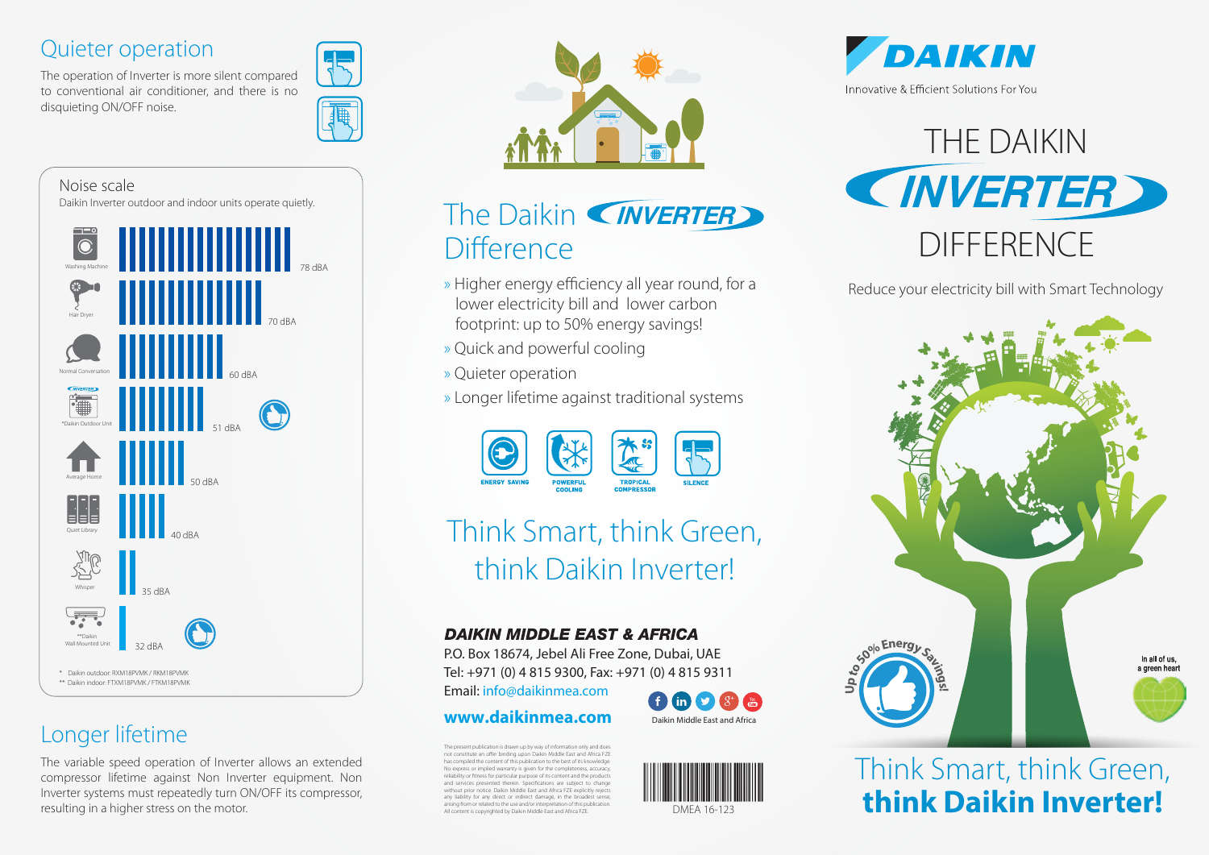## Quieter operation

The operation of Inverter is more silent compared to conventional air conditioner, and there is no disquieting ON/OFF noise.

### Noise scale

Daikin Inverter outdoor and indoor units operate quietly.

| Source | Noise level |
|---|---|
| Washing Machine | 78 dBA |
| Hair Dryer | 70 dBA |
| Normal Conversation | 60 dBA |
| *Daikin Outdoor Unit | 51 dBA |
| Average Home | 50 dBA |
| Quiet Library | 40 dBA |
| Whisper | 35 dBA |
| **Daikin Wall Mounted Unit | 32 dBA |

\* Daikin outdoor: RXM18PVMK / RKM18PVMK
** Daikin indoor: FTXM18PVMK / FTKM18PVMK

## Longer lifetime

The variable speed operation of Inverter allows an extended compressor lifetime against Non Inverter equipment. Non Inverter systems must repeatedly turn ON/OFF its compressor, resulting in a higher stress on the motor.

## The Daikin INVERTER Difference

» Higher energy efficiency all year round, for a lower electricity bill and lower carbon footprint: up to 50% energy savings!
» Quick and powerful cooling
» Quieter operation
» Longer lifetime against traditional systems

ENERGY SAVING | POWERFUL COOLING | TROPICAL COMPRESSOR | SILENCE

Think Smart, think Green, think Daikin Inverter!

**DAIKIN MIDDLE EAST & AFRICA**
P.O. Box 18674, Jebel Ali Free Zone, Dubai, UAE
Tel: +971 (0) 4 815 9300, Fax: +971 (0) 4 815 9311
Email: info@daikinmea.com

**www.daikinmea.com**

Daikin Middle East and Africa

The present publication is drawn up by way of information only and does not constitute an offer binding upon Daikin Middle East and Africa FZE has compiled the content of this publication to the best of its knowledge. No express or implied warranty is given for the completeness, accuracy, reliability or fitness for particular purpose of its content and the products and services presented therein. Specifications are subject to change without prior notice. Daikin Middle East and Africa FZE explicitly rejects any liability for any direct or indirect damage, in the broadest sense, arising from or related to the use and/or interpretation of this publication. All content is copyrighted by Daikin Middle East and Africa FZE.

DMEA 16-123

# DAIKIN

Innovative & Efficient Solutions For You

# THE DAIKIN INVERTER DIFFERENCE

Reduce your electricity bill with Smart Technology

Up to 50% Energy Savings!

In all of us, a green heart

Think Smart, think Green, **think Daikin Inverter!**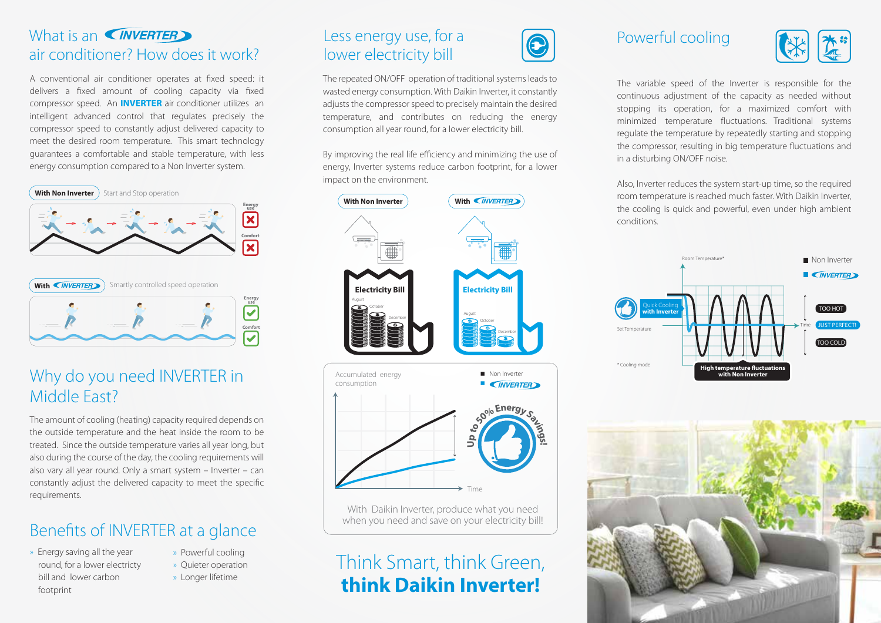## What is an INVERTER air conditioner? How does it work?

A conventional air conditioner operates at fixed speed: it delivers a fixed amount of cooling capacity via fixed compressor speed. An **INVERTER** air conditioner utilizes an intelligent advanced control that regulates precisely the compressor speed to constantly adjust delivered capacity to meet the desired room temperature. This smart technology guarantees a comfortable and stable temperature, with less energy consumption compared to a Non Inverter system.

**With Non Inverter** Start and Stop operation

Energy use
Comfort

**With INVERTER** Smartly controlled speed operation

Energy use
Comfort

## Why do you need INVERTER in Middle East?

The amount of cooling (heating) capacity required depends on the outside temperature and the heat inside the room to be treated. Since the outside temperature varies all year long, but also during the course of the day, the cooling requirements will also vary all year round. Only a smart system – Inverter – can constantly adjust the delivered capacity to meet the specific requirements.

## Benefits of INVERTER at a glance

- Energy saving all the year round, for a lower electricty bill and lower carbon footprint
- Powerful cooling
- Quieter operation
- Longer lifetime

## Less energy use, for a lower electricity bill

The repeated ON/OFF operation of traditional systems leads to wasted energy consumption. With Daikin Inverter, it constantly adjusts the compressor speed to precisely maintain the desired temperature, and contributes on reducing the energy consumption all year round, for a lower electricity bill.

By improving the real life efficiency and minimizing the use of energy, Inverter systems reduce carbon footprint, for a lower impact on the environment.

**With Non Inverter**

Electricity Bill
August
October
December

**With INVERTER**

Electricity Bill
August
October
December

Accumulated energy consumption
Non Inverter
INVERTER
Time
Up to 50% Energy Savings!

With Daikin Inverter, produce what you need when you need and save on your electricity bill!

# Think Smart, think Green, **think Daikin Inverter!**

## Powerful cooling

The variable speed of the Inverter is responsible for the continuous adjustment of the capacity as needed without stopping its operation, for a maximized comfort with minimized temperature fluctuations. Traditional systems regulate the temperature by repeatedly starting and stopping the compressor, resulting in big temperature fluctuations and in a disturbing ON/OFF noise.

Also, Inverter reduces the system start-up time, so the required room temperature is reached much faster. With Daikin Inverter, the cooling is quick and powerful, even under high ambient conditions.

Room Temperature*
Non Inverter
INVERTER
Quick Cooling with Inverter
Set Temperature
Time
TOO HOT
JUST PERFECT!
TOO COLD
* Cooling mode
High temperature fluctuations with Non Inverter